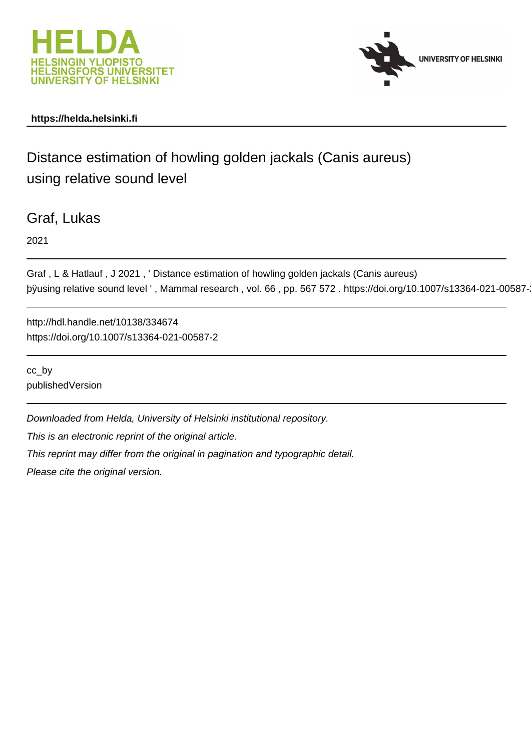HELDA
HELSINGIN YLIOPISTO
HELSINGFORS UNIVERSITET
UNIVERSITY OF HELSINKI

UNIVERSITY OF HELSINKI

**https://helda.helsinki.fi**

# Distance estimation of howling golden jackals (Canis aureus) using relative sound level

## Graf, Lukas

2021

Graf , L & Hatlauf , J 2021 , ' Distance estimation of howling golden jackals (Canis aureus) þÿusing relative sound level ' , Mammal research , vol. 66 , pp. 567 572 . https://doi.org/10.1007/s13364-021-00587-2

http://hdl.handle.net/10138/334674
https://doi.org/10.1007/s13364-021-00587-2

cc_by
publishedVersion

*Downloaded from Helda, University of Helsinki institutional repository.*

*This is an electronic reprint of the original article.*

*This reprint may differ from the original in pagination and typographic detail.*

*Please cite the original version.*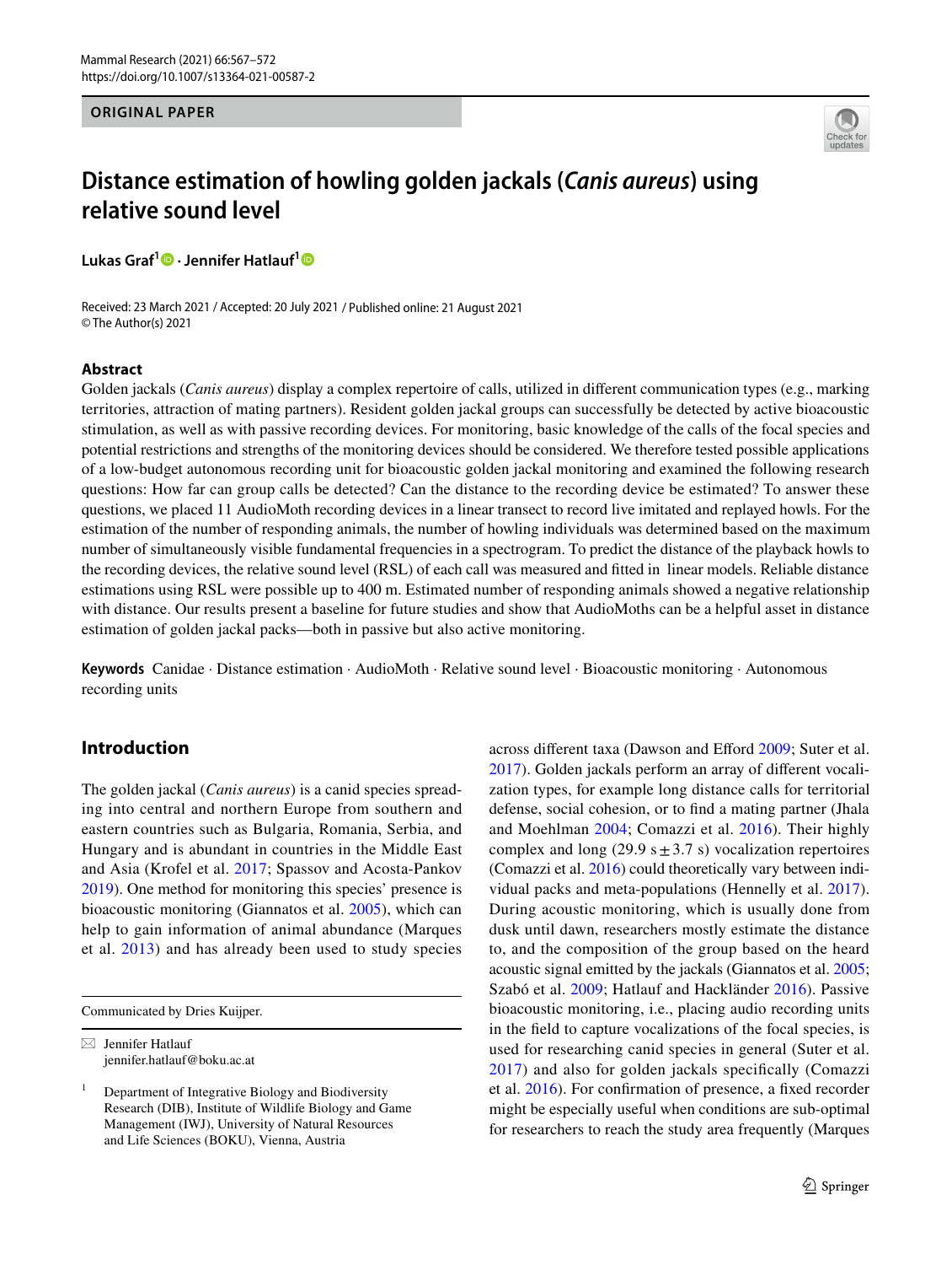## ORIGINAL PAPER

# Distance estimation of howling golden jackals (*Canis aureus*) using relative sound level

**Lukas Graf[1] · Jennifer Hatlauf[1]**

Received: 23 March 2021 / Accepted: 20 July 2021 / Published online: 21 August 2021
© The Author(s) 2021

## Abstract

Golden jackals (*Canis aureus*) display a complex repertoire of calls, utilized in different communication types (e.g., marking territories, attraction of mating partners). Resident golden jackal groups can successfully be detected by active bioacoustic stimulation, as well as with passive recording devices. For monitoring, basic knowledge of the calls of the focal species and potential restrictions and strengths of the monitoring devices should be considered. We therefore tested possible applications of a low-budget autonomous recording unit for bioacoustic golden jackal monitoring and examined the following research questions: How far can group calls be detected? Can the distance to the recording device be estimated? To answer these questions, we placed 11 AudioMoth recording devices in a linear transect to record live imitated and replayed howls. For the estimation of the number of responding animals, the number of howling individuals was determined based on the maximum number of simultaneously visible fundamental frequencies in a spectrogram. To predict the distance of the playback howls to the recording devices, the relative sound level (RSL) of each call was measured and fitted in linear models. Reliable distance estimations using RSL were possible up to 400 m. Estimated number of responding animals showed a negative relationship with distance. Our results present a baseline for future studies and show that AudioMoths can be a helpful asset in distance estimation of golden jackal packs—both in passive but also active monitoring.

**Keywords** Canidae · Distance estimation · AudioMoth · Relative sound level · Bioacoustic monitoring · Autonomous recording units

## Introduction

The golden jackal (*Canis aureus*) is a canid species spreading into central and northern Europe from southern and eastern countries such as Bulgaria, Romania, Serbia, and Hungary and is abundant in countries in the Middle East and Asia (Krofel et al. 2017; Spassov and Acosta-Pankov 2019). One method for monitoring this species' presence is bioacoustic monitoring (Giannatos et al. 2005), which can help to gain information of animal abundance (Marques et al. 2013) and has already been used to study species across different taxa (Dawson and Efford 2009; Suter et al. 2017). Golden jackals perform an array of different vocalization types, for example long distance calls for territorial defense, social cohesion, or to find a mating partner (Jhala and Moehlman 2004; Comazzi et al. 2016). Their highly complex and long (29.9 s ± 3.7 s) vocalization repertoires (Comazzi et al. 2016) could theoretically vary between individual packs and meta-populations (Hennelly et al. 2017). During acoustic monitoring, which is usually done from dusk until dawn, researchers mostly estimate the distance to, and the composition of the group based on the heard acoustic signal emitted by the jackals (Giannatos et al. 2005; Szabó et al. 2009; Hatlauf and Hackländer 2016). Passive bioacoustic monitoring, i.e., placing audio recording units in the field to capture vocalizations of the focal species, is used for researching canid species in general (Suter et al. 2017) and also for golden jackals specifically (Comazzi et al. 2016). For confirmation of presence, a fixed recorder might be especially useful when conditions are sub-optimal for researchers to reach the study area frequently (Marques

Communicated by Dries Kuijper.

✉ Jennifer Hatlauf
jennifer.hatlauf@boku.ac.at

[1] Department of Integrative Biology and Biodiversity Research (DIB), Institute of Wildlife Biology and Game Management (IWJ), University of Natural Resources and Life Sciences (BOKU), Vienna, Austria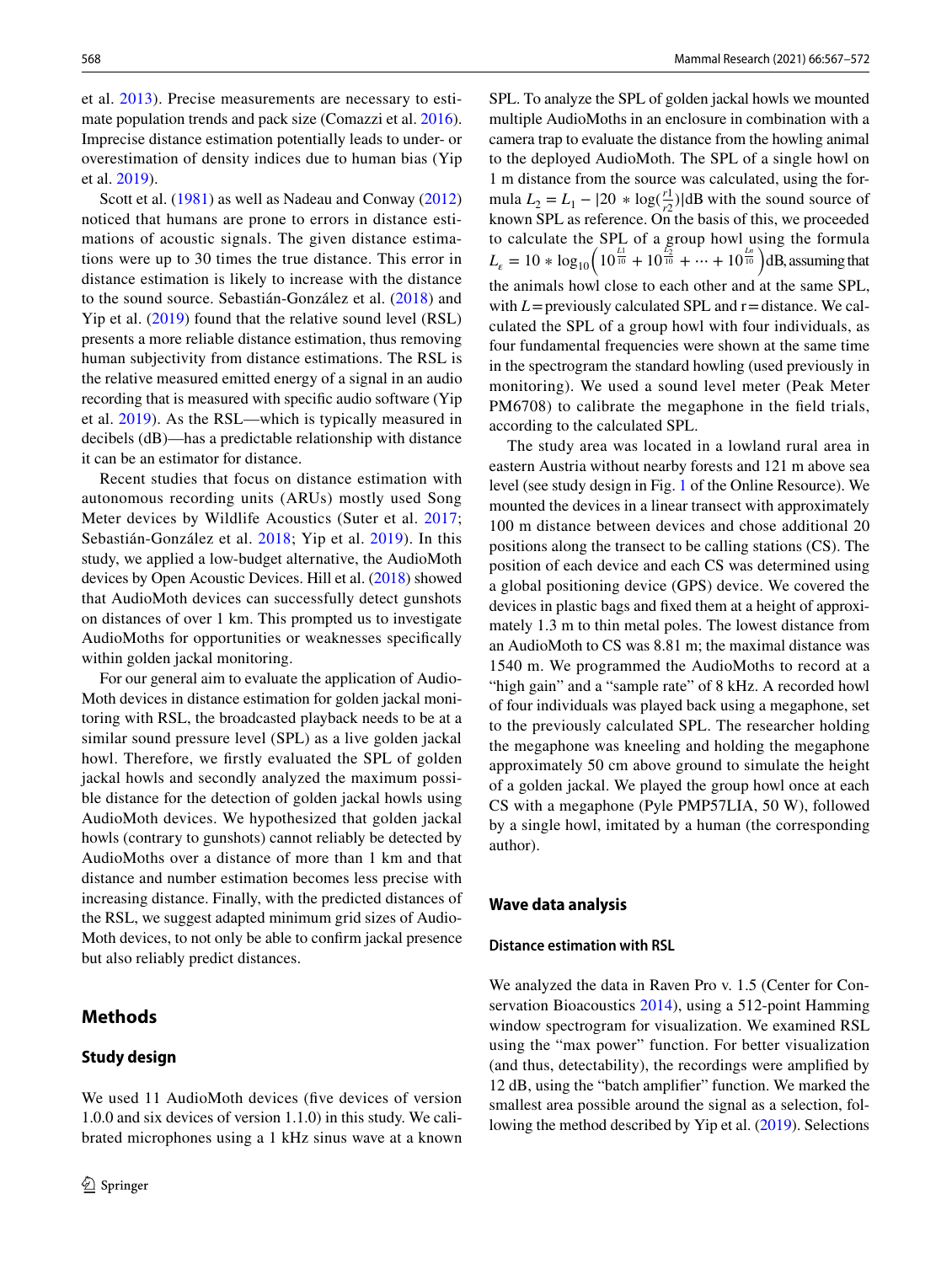et al. 2013). Precise measurements are necessary to estimate population trends and pack size (Comazzi et al. 2016). Imprecise distance estimation potentially leads to under- or overestimation of density indices due to human bias (Yip et al. 2019).

Scott et al. (1981) as well as Nadeau and Conway (2012) noticed that humans are prone to errors in distance estimations of acoustic signals. The given distance estimations were up to 30 times the true distance. This error in distance estimation is likely to increase with the distance to the sound source. Sebastián-González et al. (2018) and Yip et al. (2019) found that the relative sound level (RSL) presents a more reliable distance estimation, thus removing human subjectivity from distance estimations. The RSL is the relative measured emitted energy of a signal in an audio recording that is measured with specific audio software (Yip et al. 2019). As the RSL—which is typically measured in decibels (dB)—has a predictable relationship with distance it can be an estimator for distance.

Recent studies that focus on distance estimation with autonomous recording units (ARUs) mostly used Song Meter devices by Wildlife Acoustics (Suter et al. 2017; Sebastián-González et al. 2018; Yip et al. 2019). In this study, we applied a low-budget alternative, the AudioMoth devices by Open Acoustic Devices. Hill et al. (2018) showed that AudioMoth devices can successfully detect gunshots on distances of over 1 km. This prompted us to investigate AudioMoths for opportunities or weaknesses specifically within golden jackal monitoring.

For our general aim to evaluate the application of AudioMoth devices in distance estimation for golden jackal monitoring with RSL, the broadcasted playback needs to be at a similar sound pressure level (SPL) as a live golden jackal howl. Therefore, we firstly evaluated the SPL of golden jackal howls and secondly analyzed the maximum possible distance for the detection of golden jackal howls using AudioMoth devices. We hypothesized that golden jackal howls (contrary to gunshots) cannot reliably be detected by AudioMoths over a distance of more than 1 km and that distance and number estimation becomes less precise with increasing distance. Finally, with the predicted distances of the RSL, we suggest adapted minimum grid sizes of AudioMoth devices, to not only be able to confirm jackal presence but also reliably predict distances.

## Methods

### Study design

We used 11 AudioMoth devices (five devices of version 1.0.0 and six devices of version 1.1.0) in this study. We calibrated microphones using a 1 kHz sinus wave at a known SPL. To analyze the SPL of golden jackal howls we mounted multiple AudioMoths in an enclosure in combination with a camera trap to evaluate the distance from the howling animal to the deployed AudioMoth. The SPL of a single howl on 1 m distance from the source was calculated, using the formula $L_2 = L_1 - |20 * \log(\frac{r1}{r2})|$dB with the sound source of known SPL as reference. On the basis of this, we proceeded to calculate the SPL of a group howl using the formula $L_\varepsilon = 10 * \log_{10}\left(10^{\frac{L1}{10}} + 10^{\frac{L2}{10}} + \cdots + 10^{\frac{Ln}{10}}\right)$dB, assuming that the animals howl close to each other and at the same SPL, with $L$ = previously calculated SPL and r = distance. We calculated the SPL of a group howl with four individuals, as four fundamental frequencies were shown at the same time in the spectrogram the standard howling (used previously in monitoring). We used a sound level meter (Peak Meter PM6708) to calibrate the megaphone in the field trials, according to the calculated SPL.

The study area was located in a lowland rural area in eastern Austria without nearby forests and 121 m above sea level (see study design in Fig. 1 of the Online Resource). We mounted the devices in a linear transect with approximately 100 m distance between devices and chose additional 20 positions along the transect to be calling stations (CS). The position of each device and each CS was determined using a global positioning device (GPS) device. We covered the devices in plastic bags and fixed them at a height of approximately 1.3 m to thin metal poles. The lowest distance from an AudioMoth to CS was 8.81 m; the maximal distance was 1540 m. We programmed the AudioMoths to record at a "high gain" and a "sample rate" of 8 kHz. A recorded howl of four individuals was played back using a megaphone, set to the previously calculated SPL. The researcher holding the megaphone was kneeling and holding the megaphone approximately 50 cm above ground to simulate the height of a golden jackal. We played the group howl once at each CS with a megaphone (Pyle PMP57LIA, 50 W), followed by a single howl, imitated by a human (the corresponding author).

## Wave data analysis

### Distance estimation with RSL

We analyzed the data in Raven Pro v. 1.5 (Center for Conservation Bioacoustics 2014), using a 512-point Hamming window spectrogram for visualization. We examined RSL using the "max power" function. For better visualization (and thus, detectability), the recordings were amplified by 12 dB, using the "batch amplifier" function. We marked the smallest area possible around the signal as a selection, following the method described by Yip et al. (2019). Selections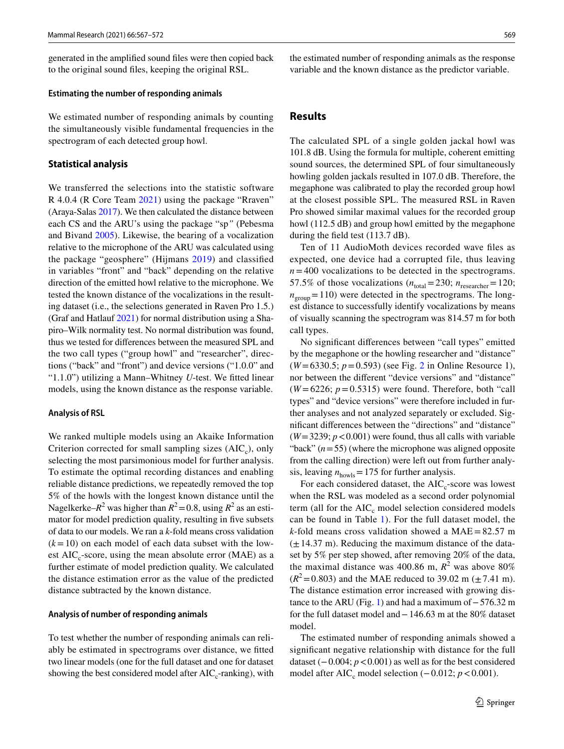generated in the amplified sound files were then copied back to the original sound files, keeping the original RSL.

### Estimating the number of responding animals

We estimated number of responding animals by counting the simultaneously visible fundamental frequencies in the spectrogram of each detected group howl.

## Statistical analysis

We transferred the selections into the statistic software R 4.0.4 (R Core Team 2021) using the package "Rraven" (Araya-Salas 2017). We then calculated the distance between each CS and the ARU's using the package "sp" (Pebesma and Bivand 2005). Likewise, the bearing of a vocalization relative to the microphone of the ARU was calculated using the package "geosphere" (Hijmans 2019) and classified in variables "front" and "back" depending on the relative direction of the emitted howl relative to the microphone. We tested the known distance of the vocalizations in the resulting dataset (i.e., the selections generated in Raven Pro 1.5.) (Graf and Hatlauf 2021) for normal distribution using a Shapiro–Wilk normality test. No normal distribution was found, thus we tested for differences between the measured SPL and the two call types ("group howl" and "researcher", directions ("back" and "front") and device versions ("1.0.0" and "1.1.0") utilizing a Mann–Whitney *U*-test. We fitted linear models, using the known distance as the response variable.

### Analysis of RSL

We ranked multiple models using an Akaike Information Criterion corrected for small sampling sizes ($AIC_c$), only selecting the most parsimonious model for further analysis. To estimate the optimal recording distances and enabling reliable distance predictions, we repeatedly removed the top 5% of the howls with the longest known distance until the Nagelkerke–$R^2$ was higher than $R^2=0.8$, using $R^2$ as an estimator for model prediction quality, resulting in five subsets of data to our models. We ran a *k*-fold means cross validation ($k=10$) on each model of each data subset with the lowest $AIC_c$-score, using the mean absolute error (MAE) as a further estimate of model prediction quality. We calculated the distance estimation error as the value of the predicted distance subtracted by the known distance.

### Analysis of number of responding animals

To test whether the number of responding animals can reliably be estimated in spectrograms over distance, we fitted two linear models (one for the full dataset and one for dataset showing the best considered model after $AIC_c$-ranking), with the estimated number of responding animals as the response variable and the known distance as the predictor variable.

## Results

The calculated SPL of a single golden jackal howl was 101.8 dB. Using the formula for multiple, coherent emitting sound sources, the determined SPL of four simultaneously howling golden jackals resulted in 107.0 dB. Therefore, the megaphone was calibrated to play the recorded group howl at the closest possible SPL. The measured RSL in Raven Pro showed similar maximal values for the recorded group howl (112.5 dB) and group howl emitted by the megaphone during the field test (113.7 dB).

Ten of 11 AudioMoth devices recorded wave files as expected, one device had a corrupted file, thus leaving $n=400$ vocalizations to be detected in the spectrograms. 57.5% of those vocalizations ($n_{\text{total}}=230$; $n_{\text{researcher}}=120$; $n_{\text{group}}=110$) were detected in the spectrograms. The longest distance to successfully identify vocalizations by means of visually scanning the spectrogram was 814.57 m for both call types.

No significant differences between "call types" emitted by the megaphone or the howling researcher and "distance" ($W=6330.5$; $p=0.593$) (see Fig. 2 in Online Resource 1), nor between the different "device versions" and "distance" ($W=6226$; $p=0.5315$) were found. Therefore, both "call types" and "device versions" were therefore included in further analyses and not analyzed separately or excluded. Significant differences between the "directions" and "distance" ($W=3239$; $p<0.001$) were found, thus all calls with variable "back" ($n=55$) (where the microphone was aligned opposite from the calling direction) were left out from further analysis, leaving $n_{\text{howls}}=175$ for further analysis.

For each considered dataset, the $AIC_c$-score was lowest when the RSL was modeled as a second order polynomial term (all for the $AIC_c$ model selection considered models can be found in Table 1). For the full dataset model, the *k*-fold means cross validation showed a MAE = 82.57 m (± 14.37 m). Reducing the maximum distance of the dataset by 5% per step showed, after removing 20% of the data, the maximal distance was 400.86 m, $R^2$ was above 80% ($R^2=0.803$) and the MAE reduced to 39.02 m (± 7.41 m). The distance estimation error increased with growing distance to the ARU (Fig. 1) and had a maximum of − 576.32 m for the full dataset model and − 146.63 m at the 80% dataset model.

The estimated number of responding animals showed a significant negative relationship with distance for the full dataset (− 0.004; $p<0.001$) as well as for the best considered model after $AIC_c$ model selection (− 0.012; $p<0.001$).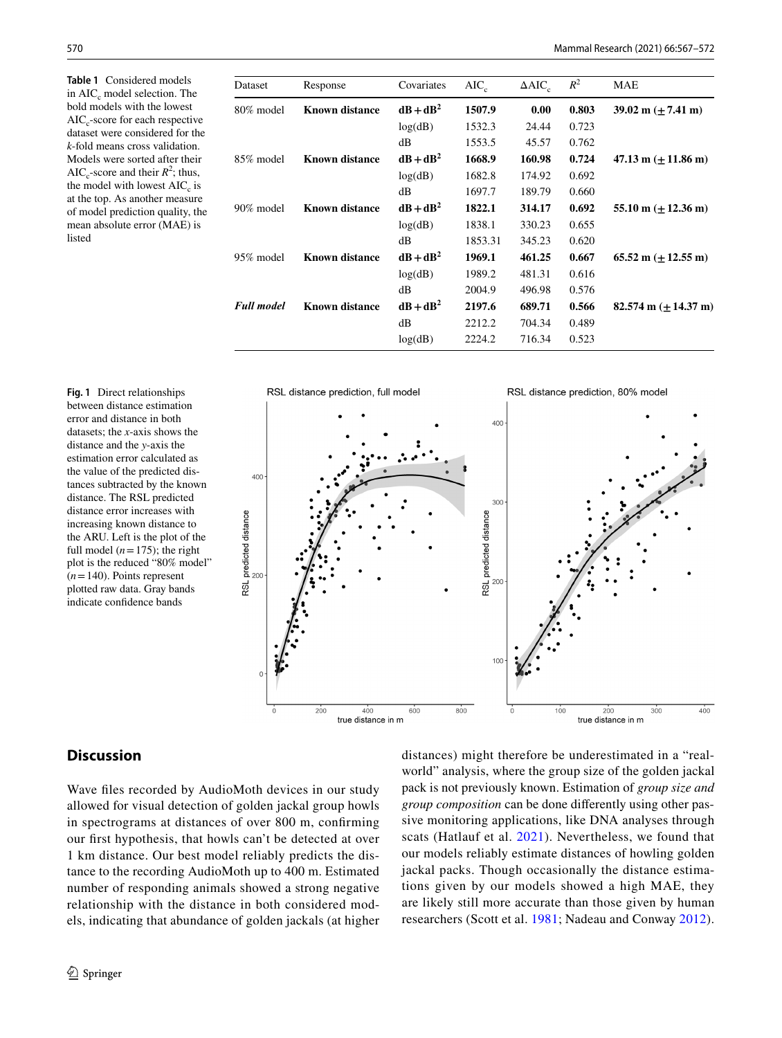**Table 1** Considered models in $AIC_c$ model selection. The bold models with the lowest $AIC_c$-score for each respective dataset were considered for the *k*-fold means cross validation. Models were sorted after their $AIC_c$-score and their $R^2$; thus, the model with lowest $AIC_c$ is at the top. As another measure of model prediction quality, the mean absolute error (MAE) is listed

| Dataset | Response | Covariates | $AIC_c$ | $\Delta AIC_c$ | $R^2$ | MAE |
|---|---|---|---|---|---|---|
| 80% model | **Known distance** | **dB + dB$^2$** | **1507.9** | **0.00** | **0.803** | **39.02 m (±7.41 m)** |
| | | log(dB) | 1532.3 | 24.44 | 0.723 | |
| | | dB | 1553.5 | 45.57 | 0.762 | |
| 85% model | **Known distance** | **dB + dB$^2$** | **1668.9** | **160.98** | **0.724** | **47.13 m (±11.86 m)** |
| | | log(dB) | 1682.8 | 174.92 | 0.692 | |
| | | dB | 1697.7 | 189.79 | 0.660 | |
| 90% model | **Known distance** | **dB + dB$^2$** | **1822.1** | **314.17** | **0.692** | **55.10 m (±12.36 m)** |
| | | log(dB) | 1838.1 | 330.23 | 0.655 | |
| | | dB | 1853.31 | 345.23 | 0.620 | |
| 95% model | **Known distance** | **dB + dB$^2$** | **1969.1** | **461.25** | **0.667** | **65.52 m (±12.55 m)** |
| | | log(dB) | 1989.2 | 481.31 | 0.616 | |
| | | dB | 2004.9 | 496.98 | 0.576 | |
| ***Full model*** | **Known distance** | **dB + dB$^2$** | **2197.6** | **689.71** | **0.566** | **82.574 m (±14.37 m)** |
| | | dB | 2212.2 | 704.34 | 0.489 | |
| | | log(dB) | 2224.2 | 716.34 | 0.523 | |

**Fig. 1** Direct relationships between distance estimation error and distance in both datasets; the *x*-axis shows the distance and the *y*-axis the estimation error calculated as the value of the predicted distances subtracted by the known distance. The RSL predicted distance error increases with increasing known distance to the ARU. Left is the plot of the full model ($n = 175$); the right plot is the reduced "80% model" ($n = 140$). Points represent plotted raw data. Gray bands indicate confidence bands

## Discussion

Wave files recorded by AudioMoth devices in our study allowed for visual detection of golden jackal group howls in spectrograms at distances of over 800 m, confirming our first hypothesis, that howls can't be detected at over 1 km distance. Our best model reliably predicts the distance to the recording AudioMoth up to 400 m. Estimated number of responding animals showed a strong negative relationship with the distance in both considered models, indicating that abundance of golden jackals (at higher distances) might therefore be underestimated in a "real-world" analysis, where the group size of the golden jackal pack is not previously known. Estimation of *group size and group composition* can be done differently using other passive monitoring applications, like DNA analyses through scats (Hatlauf et al. 2021). Nevertheless, we found that our models reliably estimate distances of howling golden jackal packs. Though occasionally the distance estimations given by our models showed a high MAE, they are likely still more accurate than those given by human researchers (Scott et al. 1981; Nadeau and Conway 2012).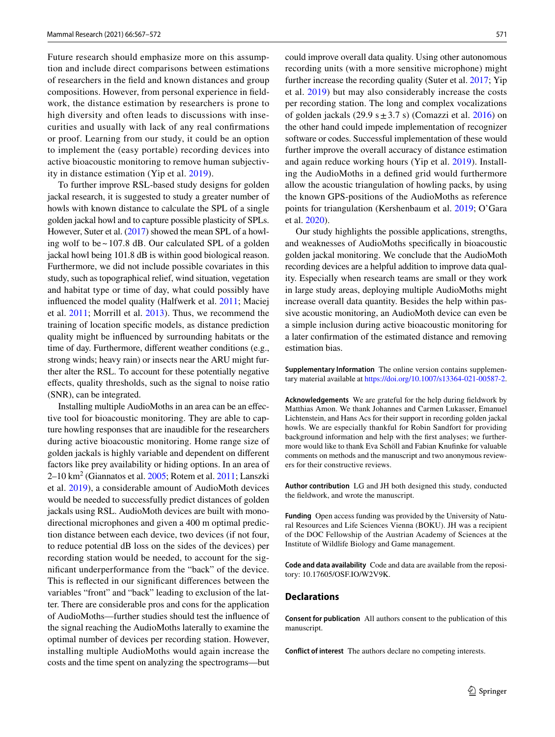Future research should emphasize more on this assumption and include direct comparisons between estimations of researchers in the field and known distances and group compositions. However, from personal experience in fieldwork, the distance estimation by researchers is prone to high diversity and often leads to discussions with insecurities and usually with lack of any real confirmations or proof. Learning from our study, it could be an option to implement the (easy portable) recording devices into active bioacoustic monitoring to remove human subjectivity in distance estimation (Yip et al. 2019).

To further improve RSL-based study designs for golden jackal research, it is suggested to study a greater number of howls with known distance to calculate the SPL of a single golden jackal howl and to capture possible plasticity of SPLs. However, Suter et al. (2017) showed the mean SPL of a howling wolf to be ~ 107.8 dB. Our calculated SPL of a golden jackal howl being 101.8 dB is within good biological reason. Furthermore, we did not include possible covariates in this study, such as topographical relief, wind situation, vegetation and habitat type or time of day, what could possibly have influenced the model quality (Halfwerk et al. 2011; Maciej et al. 2011; Morrill et al. 2013). Thus, we recommend the training of location specific models, as distance prediction quality might be influenced by surrounding habitats or the time of day. Furthermore, different weather conditions (e.g., strong winds; heavy rain) or insects near the ARU might further alter the RSL. To account for these potentially negative effects, quality thresholds, such as the signal to noise ratio (SNR), can be integrated.

Installing multiple AudioMoths in an area can be an effective tool for bioacoustic monitoring. They are able to capture howling responses that are inaudible for the researchers during active bioacoustic monitoring. Home range size of golden jackals is highly variable and dependent on different factors like prey availability or hiding options. In an area of 2–10 km$^2$ (Giannatos et al. 2005; Rotem et al. 2011; Lanszki et al. 2019), a considerable amount of AudioMoth devices would be needed to successfully predict distances of golden jackals using RSL. AudioMoth devices are built with monodirectional microphones and given a 400 m optimal prediction distance between each device, two devices (if not four, to reduce potential dB loss on the sides of the devices) per recording station would be needed, to account for the significant underperformance from the "back" of the device. This is reflected in our significant differences between the variables "front" and "back" leading to exclusion of the latter. There are considerable pros and cons for the application of AudioMoths—further studies should test the influence of the signal reaching the AudioMoths laterally to examine the optimal number of devices per recording station. However, installing multiple AudioMoths would again increase the costs and the time spent on analyzing the spectrograms—but could improve overall data quality. Using other autonomous recording units (with a more sensitive microphone) might further increase the recording quality (Suter et al. 2017; Yip et al. 2019) but may also considerably increase the costs per recording station. The long and complex vocalizations of golden jackals (29.9 s ± 3.7 s) (Comazzi et al. 2016) on the other hand could impede implementation of recognizer software or codes. Successful implementation of these would further improve the overall accuracy of distance estimation and again reduce working hours (Yip et al. 2019). Installing the AudioMoths in a defined grid would furthermore allow the acoustic triangulation of howling packs, by using the known GPS-positions of the AudioMoths as reference points for triangulation (Kershenbaum et al. 2019; O'Gara et al. 2020).

Our study highlights the possible applications, strengths, and weaknesses of AudioMoths specifically in bioacoustic golden jackal monitoring. We conclude that the AudioMoth recording devices are a helpful addition to improve data quality. Especially when research teams are small or they work in large study areas, deploying multiple AudioMoths might increase overall data quantity. Besides the help within passive acoustic monitoring, an AudioMoth device can even be a simple inclusion during active bioacoustic monitoring for a later confirmation of the estimated distance and removing estimation bias.

**Supplementary Information** The online version contains supplementary material available at https://doi.org/10.1007/s13364-021-00587-2.

**Acknowledgements** We are grateful for the help during fieldwork by Matthias Amon. We thank Johannes and Carmen Lukasser, Emanuel Lichtenstein, and Hans Acs for their support in recording golden jackal howls. We are especially thankful for Robin Sandfort for providing background information and help with the first analyses; we furthermore would like to thank Eva Schöll and Fabian Knufinke for valuable comments on methods and the manuscript and two anonymous reviewers for their constructive reviews.

**Author contribution** LG and JH both designed this study, conducted the fieldwork, and wrote the manuscript.

**Funding** Open access funding was provided by the University of Natural Resources and Life Sciences Vienna (BOKU). JH was a recipient of the DOC Fellowship of the Austrian Academy of Sciences at the Institute of Wildlife Biology and Game management.

**Code and data availability** Code and data are available from the repository: 10.17605/OSF.IO/W2V9K.

## Declarations

**Consent for publication** All authors consent to the publication of this manuscript.

**Conflict of interest** The authors declare no competing interests.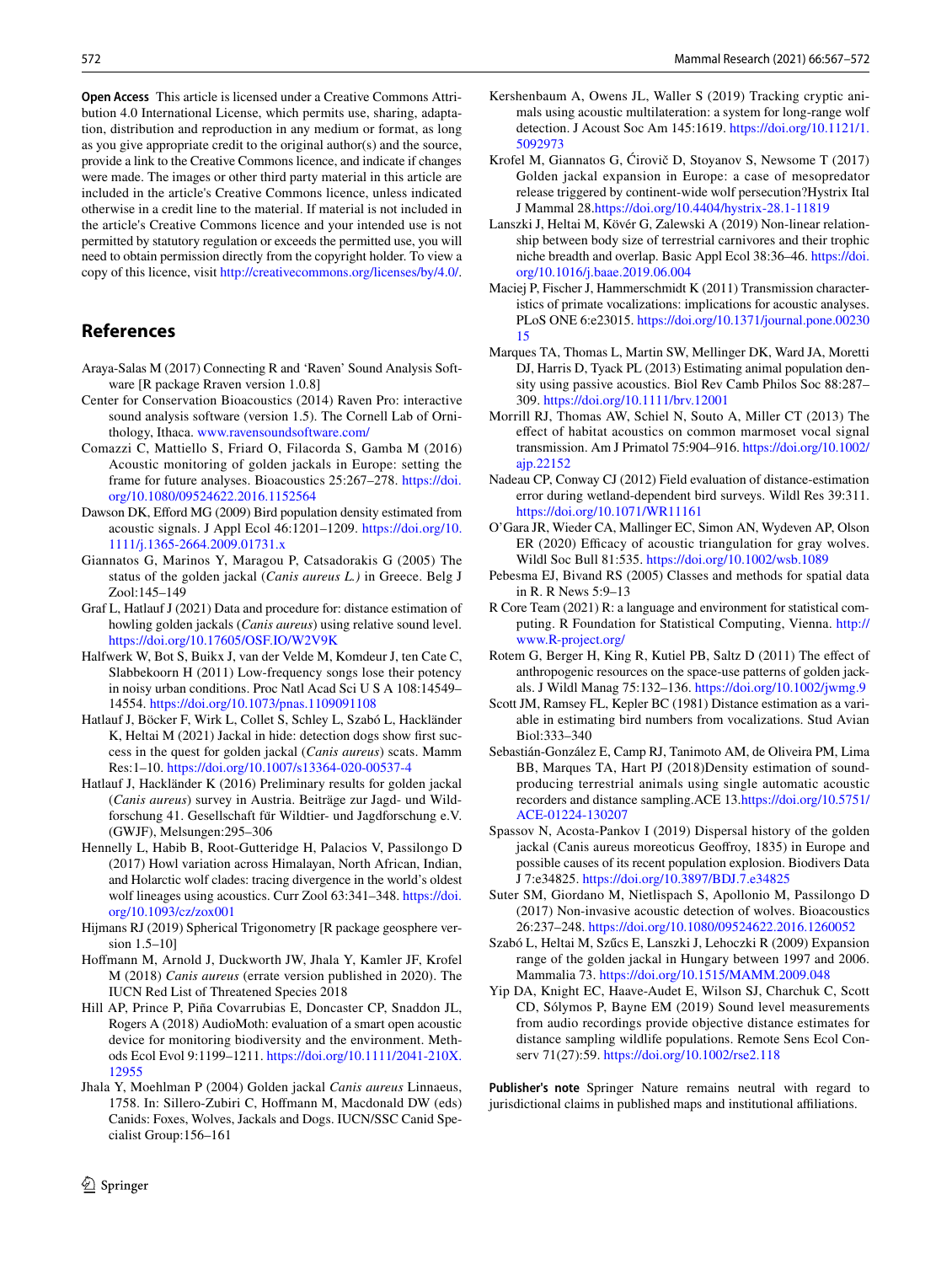**Open Access** This article is licensed under a Creative Commons Attribution 4.0 International License, which permits use, sharing, adaptation, distribution and reproduction in any medium or format, as long as you give appropriate credit to the original author(s) and the source, provide a link to the Creative Commons licence, and indicate if changes were made. The images or other third party material in this article are included in the article's Creative Commons licence, unless indicated otherwise in a credit line to the material. If material is not included in the article's Creative Commons licence and your intended use is not permitted by statutory regulation or exceeds the permitted use, you will need to obtain permission directly from the copyright holder. To view a copy of this licence, visit http://creativecommons.org/licenses/by/4.0/.

## References

Araya-Salas M (2017) Connecting R and 'Raven' Sound Analysis Software [R package Rraven version 1.0.8]

Center for Conservation Bioacoustics (2014) Raven Pro: interactive sound analysis software (version 1.5). The Cornell Lab of Ornithology, Ithaca. www.ravensoundsoftware.com/

Comazzi C, Mattiello S, Friard O, Filacorda S, Gamba M (2016) Acoustic monitoring of golden jackals in Europe: setting the frame for future analyses. Bioacoustics 25:267–278. https://doi.org/10.1080/09524622.2016.1152564

Dawson DK, Efford MG (2009) Bird population density estimated from acoustic signals. J Appl Ecol 46:1201–1209. https://doi.org/10.1111/j.1365-2664.2009.01731.x

Giannatos G, Marinos Y, Maragou P, Catsadorakis G (2005) The status of the golden jackal (*Canis aureus L.*) in Greece. Belg J Zool:145–149

Graf L, Hatlauf J (2021) Data and procedure for: distance estimation of howling golden jackals (*Canis aureus*) using relative sound level. https://doi.org/10.17605/OSF.IO/W2V9K

Halfwerk W, Bot S, Buikx J, van der Velde M, Komdeur J, ten Cate C, Slabbekoorn H (2011) Low-frequency songs lose their potency in noisy urban conditions. Proc Natl Acad Sci U S A 108:14549–14554. https://doi.org/10.1073/pnas.1109091108

Hatlauf J, Böcker F, Wirk L, Collet S, Schley L, Szabó L, Hackländer K, Heltai M (2021) Jackal in hide: detection dogs show first success in the quest for golden jackal (*Canis aureus*) scats. Mamm Res:1–10. https://doi.org/10.1007/s13364-020-00537-4

Hatlauf J, Hackländer K (2016) Preliminary results for golden jackal (*Canis aureus*) survey in Austria. Beiträge zur Jagd- und Wildforschung 41. Gesellschaft für Wildtier- und Jagdforschung e.V. (GWJF), Melsungen:295–306

Hennelly L, Habib B, Root-Gutteridge H, Palacios V, Passilongo D (2017) Howl variation across Himalayan, North African, Indian, and Holarctic wolf clades: tracing divergence in the world's oldest wolf lineages using acoustics. Curr Zool 63:341–348. https://doi.org/10.1093/cz/zox001

Hijmans RJ (2019) Spherical Trigonometry [R package geosphere version 1.5–10]

Hoffmann M, Arnold J, Duckworth JW, Jhala Y, Kamler JF, Krofel M (2018) *Canis aureus* (errate version published in 2020). The IUCN Red List of Threatened Species 2018

Hill AP, Prince P, Piña Covarrubias E, Doncaster CP, Snaddon JL, Rogers A (2018) AudioMoth: evaluation of a smart open acoustic device for monitoring biodiversity and the environment. Methods Ecol Evol 9:1199–1211. https://doi.org/10.1111/2041-210X.12955

Jhala Y, Moehlman P (2004) Golden jackal *Canis aureus* Linnaeus, 1758. In: Sillero-Zubiri C, Hoffmann M, Macdonald DW (eds) Canids: Foxes, Wolves, Jackals and Dogs. IUCN/SSC Canid Specialist Group:156–161

Kershenbaum A, Owens JL, Waller S (2019) Tracking cryptic animals using acoustic multilateration: a system for long-range wolf detection. J Acoust Soc Am 145:1619. https://doi.org/10.1121/1.5092973

Krofel M, Giannatos G, Ćirovič D, Stoyanov S, Newsome T (2017) Golden jackal expansion in Europe: a case of mesopredator release triggered by continent-wide wolf persecution?Hystrix Ital J Mammal 28.https://doi.org/10.4404/hystrix-28.1-11819

Lanszki J, Heltai M, Kövér G, Zalewski A (2019) Non-linear relationship between body size of terrestrial carnivores and their trophic niche breadth and overlap. Basic Appl Ecol 38:36–46. https://doi.org/10.1016/j.baae.2019.06.004

Maciej P, Fischer J, Hammerschmidt K (2011) Transmission characteristics of primate vocalizations: implications for acoustic analyses. PLoS ONE 6:e23015. https://doi.org/10.1371/journal.pone.0023015

Marques TA, Thomas L, Martin SW, Mellinger DK, Ward JA, Moretti DJ, Harris D, Tyack PL (2013) Estimating animal population density using passive acoustics. Biol Rev Camb Philos Soc 88:287–309. https://doi.org/10.1111/brv.12001

Morrill RJ, Thomas AW, Schiel N, Souto A, Miller CT (2013) The effect of habitat acoustics on common marmoset vocal signal transmission. Am J Primatol 75:904–916. https://doi.org/10.1002/ajp.22152

Nadeau CP, Conway CJ (2012) Field evaluation of distance-estimation error during wetland-dependent bird surveys. Wildl Res 39:311. https://doi.org/10.1071/WR11161

O'Gara JR, Wieder CA, Mallinger EC, Simon AN, Wydeven AP, Olson ER (2020) Efficacy of acoustic triangulation for gray wolves. Wildl Soc Bull 81:535. https://doi.org/10.1002/wsb.1089

Pebesma EJ, Bivand RS (2005) Classes and methods for spatial data in R. R News 5:9–13

R Core Team (2021) R: a language and environment for statistical computing. R Foundation for Statistical Computing, Vienna. http://www.R-project.org/

Rotem G, Berger H, King R, Kutiel PB, Saltz D (2011) The effect of anthropogenic resources on the space-use patterns of golden jackals. J Wildl Manag 75:132–136. https://doi.org/10.1002/jwmg.9

Scott JM, Ramsey FL, Kepler BC (1981) Distance estimation as a variable in estimating bird numbers from vocalizations. Stud Avian Biol:333–340

Sebastián-González E, Camp RJ, Tanimoto AM, de Oliveira PM, Lima BB, Marques TA, Hart PJ (2018)Density estimation of sound-producing terrestrial animals using single automatic acoustic recorders and distance sampling.ACE 13.https://doi.org/10.5751/ACE-01224-130207

Spassov N, Acosta-Pankov I (2019) Dispersal history of the golden jackal (Canis aureus moreoticus Geoffroy, 1835) in Europe and possible causes of its recent population explosion. Biodivers Data J 7:e34825. https://doi.org/10.3897/BDJ.7.e34825

Suter SM, Giordano M, Nietlispach S, Apollonio M, Passilongo D (2017) Non-invasive acoustic detection of wolves. Bioacoustics 26:237–248. https://doi.org/10.1080/09524622.2016.1260052

Szabó L, Heltai M, Szűcs E, Lanszki J, Lehoczki R (2009) Expansion range of the golden jackal in Hungary between 1997 and 2006. Mammalia 73. https://doi.org/10.1515/MAMM.2009.048

Yip DA, Knight EC, Haave-Audet E, Wilson SJ, Charchuk C, Scott CD, Sólymos P, Bayne EM (2019) Sound level measurements from audio recordings provide objective distance estimates for distance sampling wildlife populations. Remote Sens Ecol Conserv 71(27):59. https://doi.org/10.1002/rse2.118

**Publisher's note** Springer Nature remains neutral with regard to jurisdictional claims in published maps and institutional affiliations.